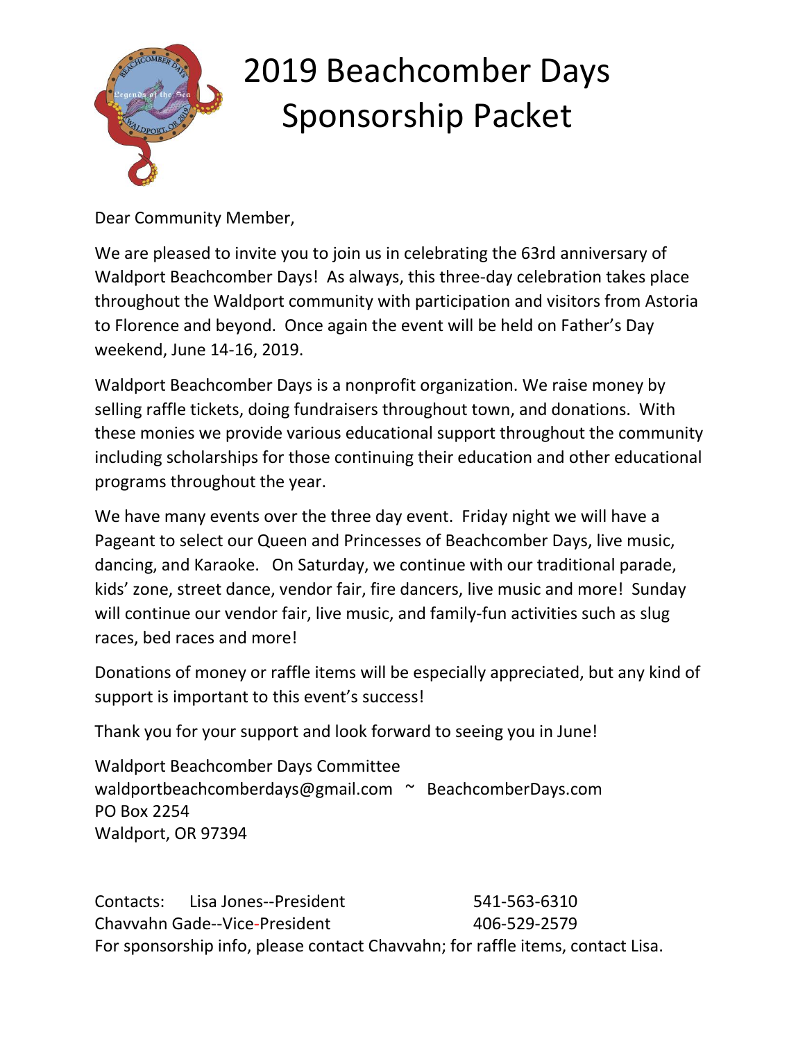# 2019 Beachcomber Days Sponsorship Packet

Dear Community Member,

We are pleased to invite you to join us in celebrating the 63rd anniversary of Waldport Beachcomber Days! As always, this three-day celebration takes place throughout the Waldport community with participation and visitors from Astoria to Florence and beyond. Once again the event will be held on Father's Day weekend, June 14-16, 2019.

Waldport Beachcomber Days is a nonprofit organization. We raise money by selling raffle tickets, doing fundraisers throughout town, and donations. With these monies we provide various educational support throughout the community including scholarships for those continuing their education and other educational programs throughout the year.

We have many events over the three day event. Friday night we will have a Pageant to select our Queen and Princesses of Beachcomber Days, live music, dancing, and Karaoke. On Saturday, we continue with our traditional parade, kids' zone, street dance, vendor fair, fire dancers, live music and more! Sunday will continue our vendor fair, live music, and family-fun activities such as slug races, bed races and more!

Donations of money or raffle items will be especially appreciated, but any kind of support is important to this event's success!

Thank you for your support and look forward to seeing you in June!

Waldport Beachcomber Days Committee
waldportbeachcomberdays@gmail.com ~ BeachcomberDays.com
PO Box 2254
Waldport, OR 97394

Contacts: Lisa Jones--President 541-563-6310
Chavvahn Gade--Vice-President 406-529-2579
For sponsorship info, please contact Chavvahn; for raffle items, contact Lisa.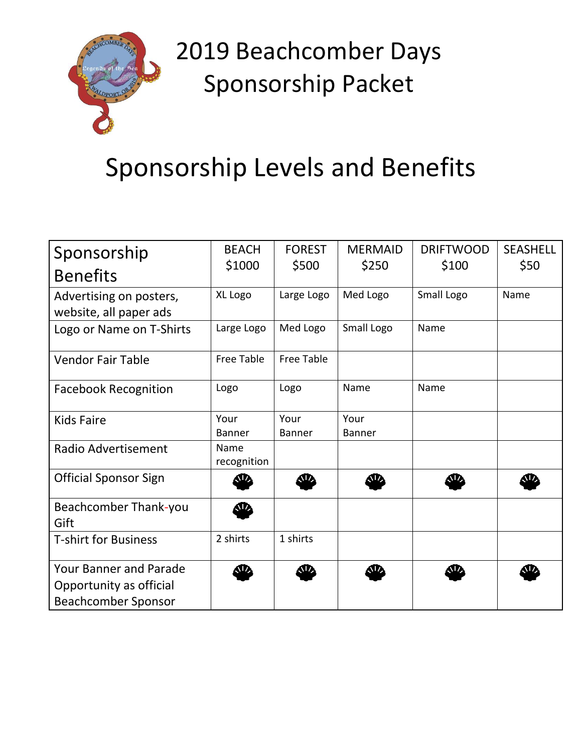# 2019 Beachcomber Days Sponsorship Packet

## Sponsorship Levels and Benefits

| Sponsorship Benefits | BEACH $1000 | FOREST $500 | MERMAID $250 | DRIFTWOOD $100 | SEASHELL $50 |
|---|---|---|---|---|---|
| Advertising on posters, website, all paper ads | XL Logo | Large Logo | Med Logo | Small Logo | Name |
| Logo or Name on T-Shirts | Large Logo | Med Logo | Small Logo | Name | |
| Vendor Fair Table | Free Table | Free Table | | | |
| Facebook Recognition | Logo | Logo | Name | Name | |
| Kids Faire | Your Banner | Your Banner | Your Banner | | |
| Radio Advertisement | Name recognition | | | | |
| Official Sponsor Sign | ● | ● | ● | ● | ● |
| Beachcomber Thank-you Gift | ● | | | | |
| T-shirt for Business | 2 shirts | 1 shirts | | | |
| Your Banner and Parade Opportunity as official Beachcomber Sponsor | ● | ● | ● | ● | ● |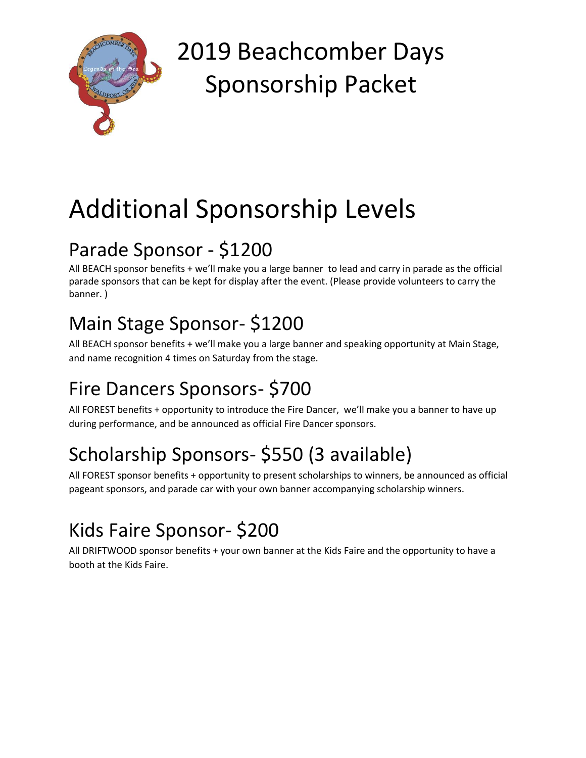# 2019 Beachcomber Days Sponsorship Packet

## Additional Sponsorship Levels

### Parade Sponsor - $1200

All BEACH sponsor benefits + we'll make you a large banner to lead and carry in parade as the official parade sponsors that can be kept for display after the event. (Please provide volunteers to carry the banner. )

### Main Stage Sponsor- $1200

All BEACH sponsor benefits + we'll make you a large banner and speaking opportunity at Main Stage, and name recognition 4 times on Saturday from the stage.

### Fire Dancers Sponsors- $700

All FOREST benefits + opportunity to introduce the Fire Dancer, we'll make you a banner to have up during performance, and be announced as official Fire Dancer sponsors.

### Scholarship Sponsors- $550 (3 available)

All FOREST sponsor benefits + opportunity to present scholarships to winners, be announced as official pageant sponsors, and parade car with your own banner accompanying scholarship winners.

### Kids Faire Sponsor- $200

All DRIFTWOOD sponsor benefits + your own banner at the Kids Faire and the opportunity to have a booth at the Kids Faire.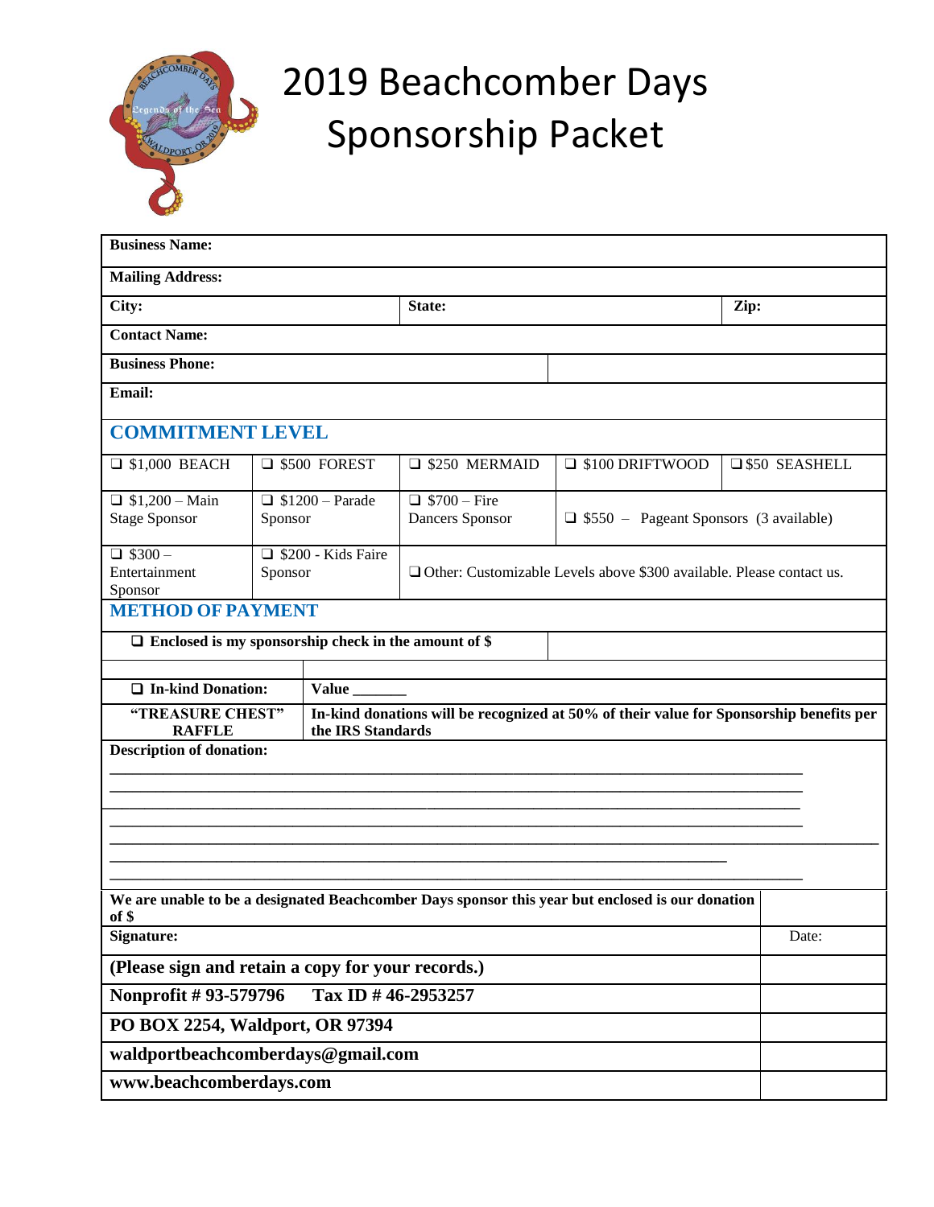# 2019 Beachcomber Days Sponsorship Packet

| | | | | |
|---|---|---|---|---|
| **Business Name:** | | | | |
| **Mailing Address:** | | | | |
| **City:** | | **State:** | | **Zip:** |
| **Contact Name:** | | | | |
| **Business Phone:** | | | | |
| **Email:** | | | | |

## COMMITMENT LEVEL

| | | | | |
|---|---|---|---|---|
| ❑ $1,000 BEACH | ❑ $500 FOREST | ❑ $250 MERMAID | ❑ $100 DRIFTWOOD | ❑ $50 SEASHELL |
| ❑ $1,200 – Main Stage Sponsor | ❑ $1200 – Parade Sponsor | ❑ $700 – Fire Dancers Sponsor | ❑ $550 – Pageant Sponsors (3 available) | |
| ❑ $300 – Entertainment Sponsor | ❑ $200 - Kids Faire Sponsor | ❑ Other: Customizable Levels above $300 available. Please contact us. | | |

## METHOD OF PAYMENT

| | |
|---|---|
| ❑ **Enclosed is my sponsorship check in the amount of $** | |
| | |
| ❑ **In-kind Donation:** | **Value** _______ |
| **"TREASURE CHEST" RAFFLE** | **In-kind donations will be recognized at 50% of their value for Sponsorship benefits per the IRS Standards** |

**Description of donation:**

_____________________________________________________________________________

_____________________________________________________________________________

_____________________________________________________________________________

_____________________________________________________________________________

_____________________________________________________________________________

_____________________________________________________________________________

_____________________________________________________________________________

**We are unable to be a designated Beachcomber Days sponsor this year but enclosed is our donation of $**

**Signature:** Date:

**(Please sign and retain a copy for your records.)**

**Nonprofit # 93-579796 Tax ID # 46-2953257**

**PO BOX 2254, Waldport, OR 97394**

**waldportbeachcomberdays@gmail.com**

**www.beachcomberdays.com**